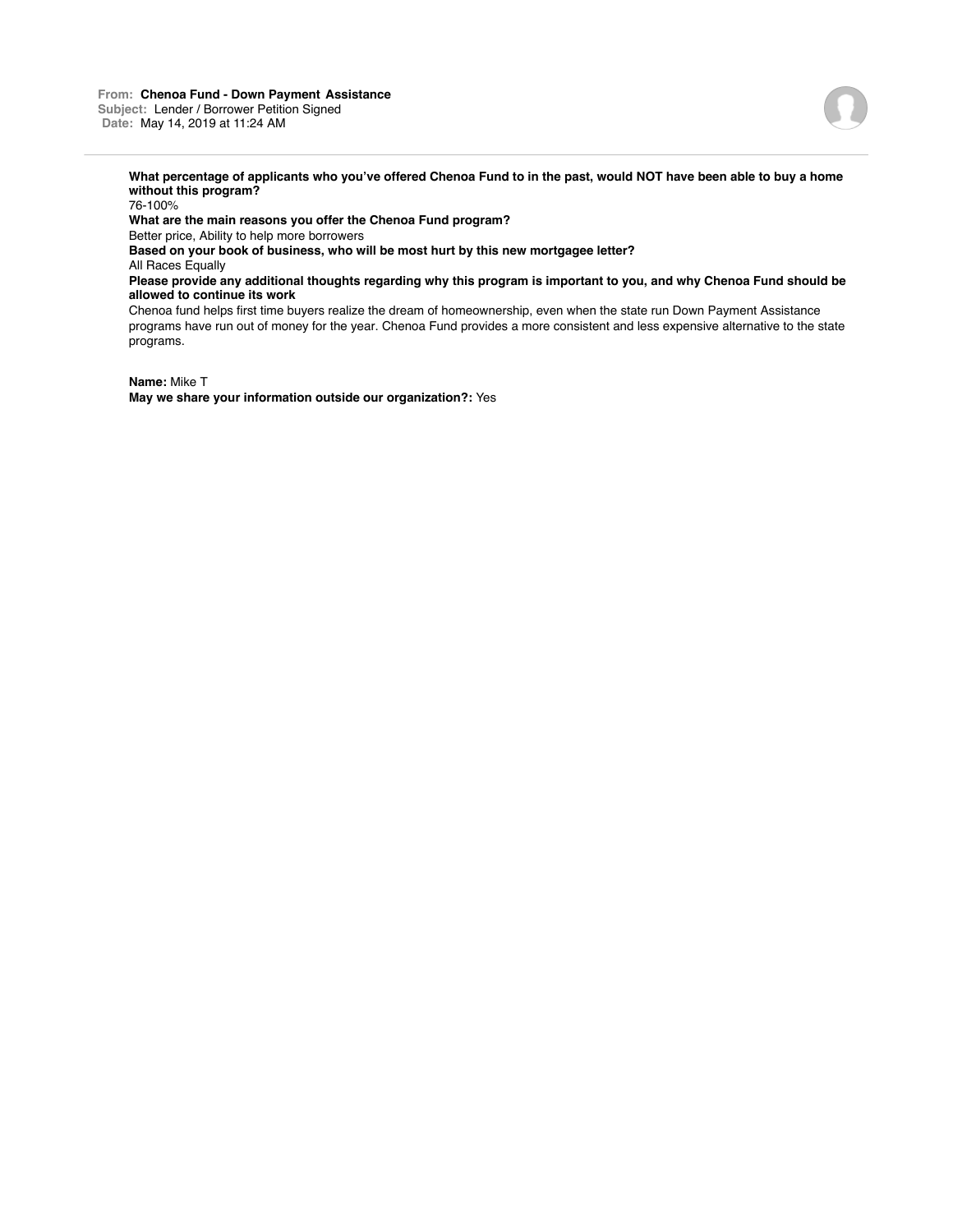**From:** Chenoa Fund - Down Payment Assistance
**Subject:** Lender / Borrower Petition Signed
**Date:** May 14, 2019 at 11:24 AM

**What percentage of applicants who you've offered Chenoa Fund to in the past, would NOT have been able to buy a home without this program?**
76-100%

**What are the main reasons you offer the Chenoa Fund program?**
Better price, Ability to help more borrowers

**Based on your book of business, who will be most hurt by this new mortgagee letter?**
All Races Equally

**Please provide any additional thoughts regarding why this program is important to you, and why Chenoa Fund should be allowed to continue its work**
Chenoa fund helps first time buyers realize the dream of homeownership, even when the state run Down Payment Assistance programs have run out of money for the year. Chenoa Fund provides a more consistent and less expensive alternative to the state programs.

**Name:** Mike T
**May we share your information outside our organization?:** Yes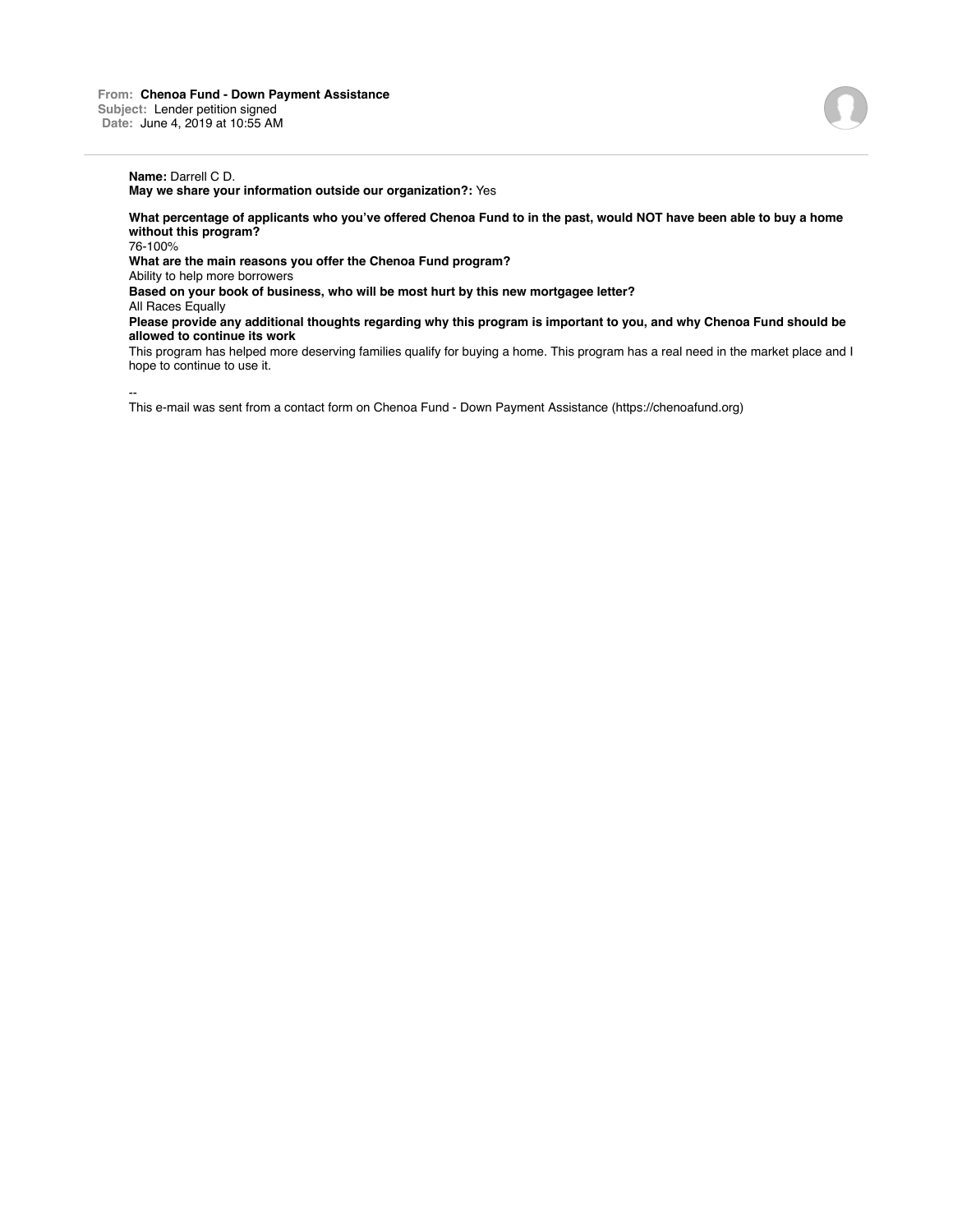**From:** Chenoa Fund - Down Payment Assistance
**Subject:** Lender petition signed
**Date:** June 4, 2019 at 10:55 AM

---

**Name:** Darrell C D.
**May we share your information outside our organization?:** Yes

**What percentage of applicants who you've offered Chenoa Fund to in the past, would NOT have been able to buy a home without this program?**
76-100%
**What are the main reasons you offer the Chenoa Fund program?**
Ability to help more borrowers
**Based on your book of business, who will be most hurt by this new mortgagee letter?**
All Races Equally
**Please provide any additional thoughts regarding why this program is important to you, and why Chenoa Fund should be allowed to continue its work**
This program has helped more deserving families qualify for buying a home. This program has a real need in the market place and I hope to continue to use it.

--
This e-mail was sent from a contact form on Chenoa Fund - Down Payment Assistance (https://chenoafund.org)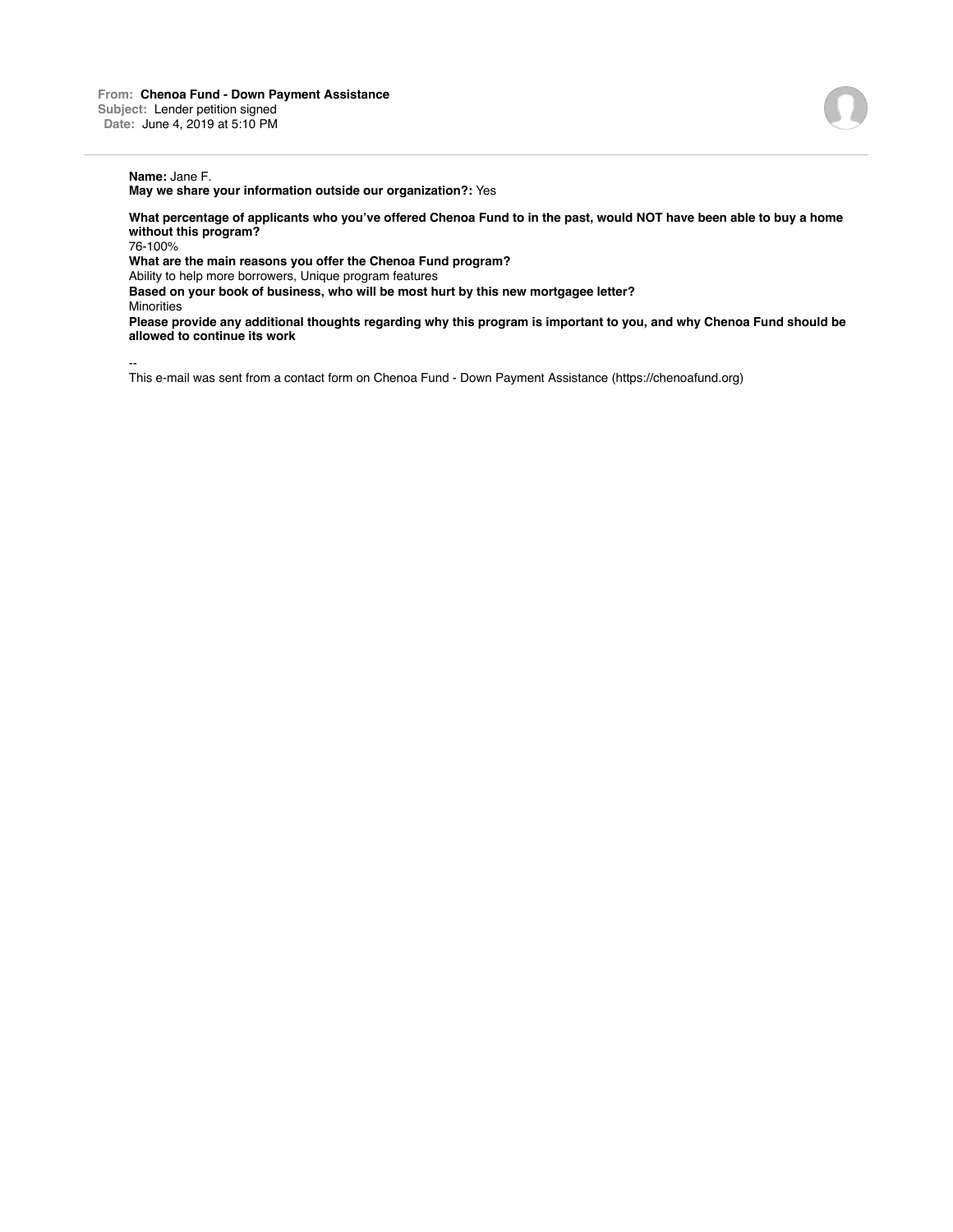**From:** Chenoa Fund - Down Payment Assistance
**Subject:** Lender petition signed
**Date:** June 4, 2019 at 5:10 PM

---

**Name:** Jane F.
**May we share your information outside our organization?:** Yes

**What percentage of applicants who you've offered Chenoa Fund to in the past, would NOT have been able to buy a home without this program?**
76-100%
**What are the main reasons you offer the Chenoa Fund program?**
Ability to help more borrowers, Unique program features
**Based on your book of business, who will be most hurt by this new mortgagee letter?**
Minorities
**Please provide any additional thoughts regarding why this program is important to you, and why Chenoa Fund should be allowed to continue its work**

--
This e-mail was sent from a contact form on Chenoa Fund - Down Payment Assistance (https://chenoafund.org)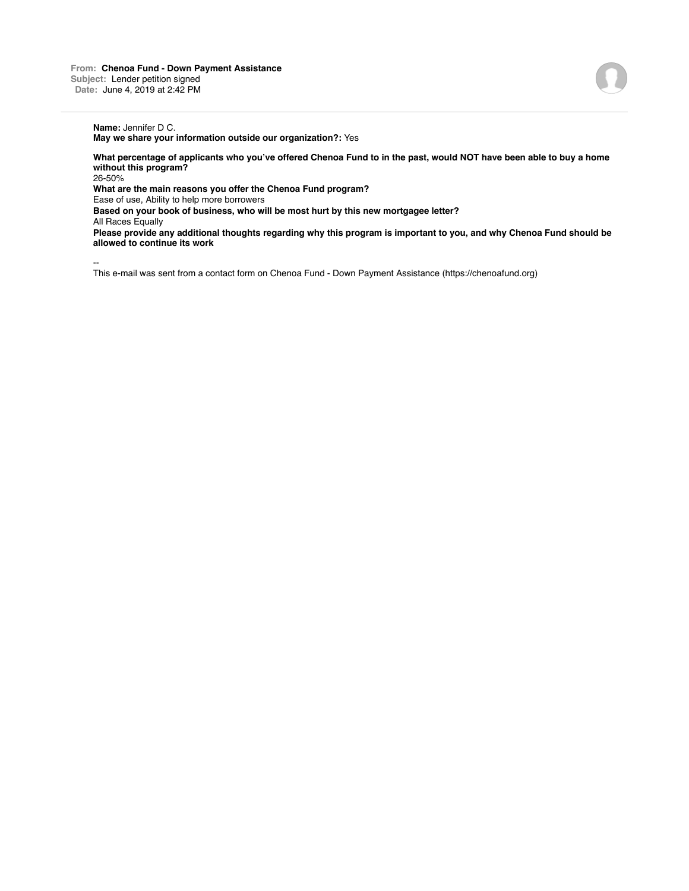**From:** Chenoa Fund - Down Payment Assistance
**Subject:** Lender petition signed
**Date:** June 4, 2019 at 2:42 PM

**Name:** Jennifer D C.
**May we share your information outside our organization?:** Yes

**What percentage of applicants who you've offered Chenoa Fund to in the past, would NOT have been able to buy a home without this program?**
26-50%
**What are the main reasons you offer the Chenoa Fund program?**
Ease of use, Ability to help more borrowers
**Based on your book of business, who will be most hurt by this new mortgagee letter?**
All Races Equally
**Please provide any additional thoughts regarding why this program is important to you, and why Chenoa Fund should be allowed to continue its work**

--
This e-mail was sent from a contact form on Chenoa Fund - Down Payment Assistance (https://chenoafund.org)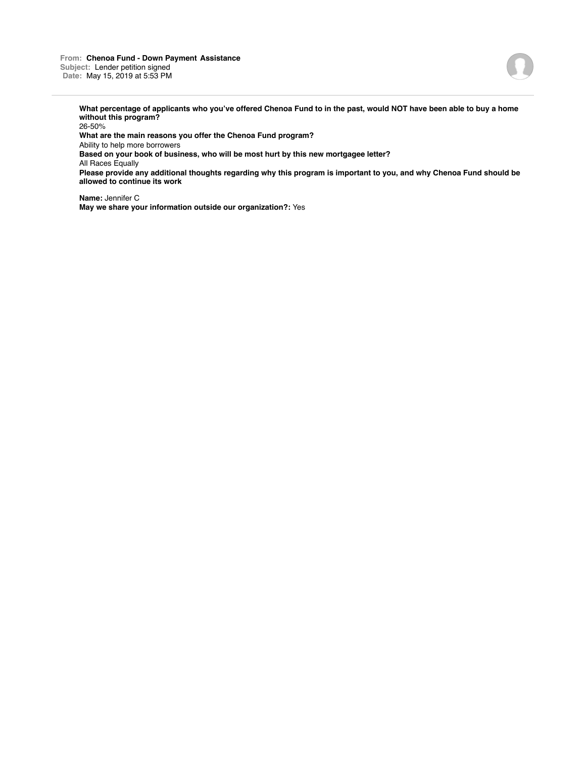**From:** **Chenoa Fund - Down Payment Assistance**
**Subject:** Lender petition signed
**Date:** May 15, 2019 at 5:53 PM

---

**What percentage of applicants who you've offered Chenoa Fund to in the past, would NOT have been able to buy a home without this program?**
26-50%
**What are the main reasons you offer the Chenoa Fund program?**
Ability to help more borrowers
**Based on your book of business, who will be most hurt by this new mortgagee letter?**
All Races Equally
**Please provide any additional thoughts regarding why this program is important to you, and why Chenoa Fund should be allowed to continue its work**

**Name:** Jennifer C
**May we share your information outside our organization?:** Yes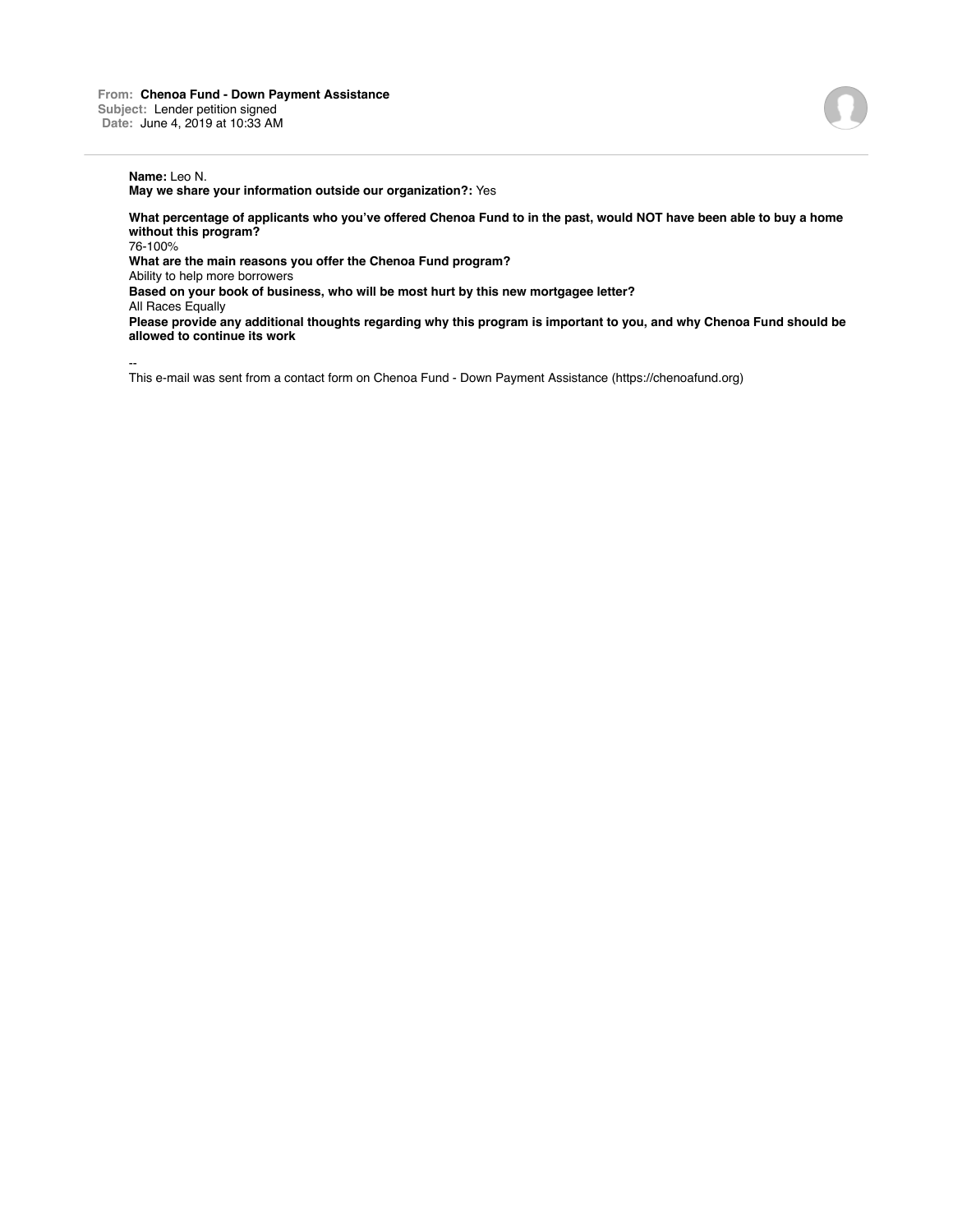**From:** Chenoa Fund - Down Payment Assistance
**Subject:** Lender petition signed
**Date:** June 4, 2019 at 10:33 AM

**Name:** Leo N.
**May we share your information outside our organization?:** Yes

**What percentage of applicants who you've offered Chenoa Fund to in the past, would NOT have been able to buy a home without this program?**
76-100%
**What are the main reasons you offer the Chenoa Fund program?**
Ability to help more borrowers
**Based on your book of business, who will be most hurt by this new mortgagee letter?**
All Races Equally
**Please provide any additional thoughts regarding why this program is important to you, and why Chenoa Fund should be allowed to continue its work**

--
This e-mail was sent from a contact form on Chenoa Fund - Down Payment Assistance (https://chenoafund.org)